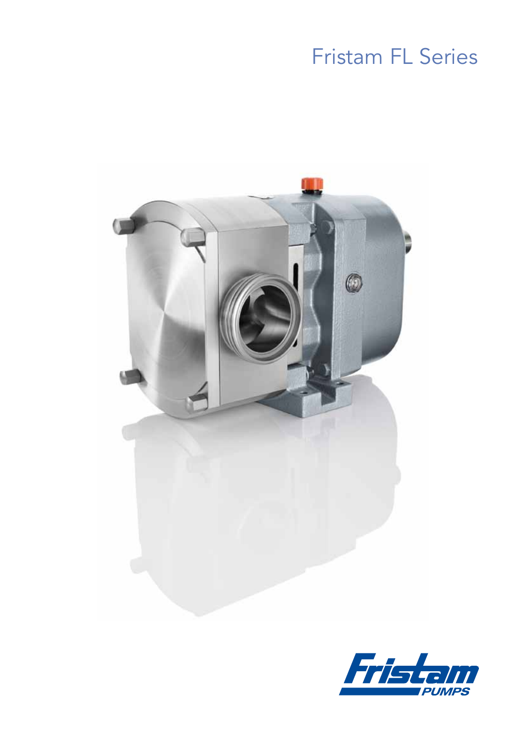# Fristam FL Series

Fristam PUMPS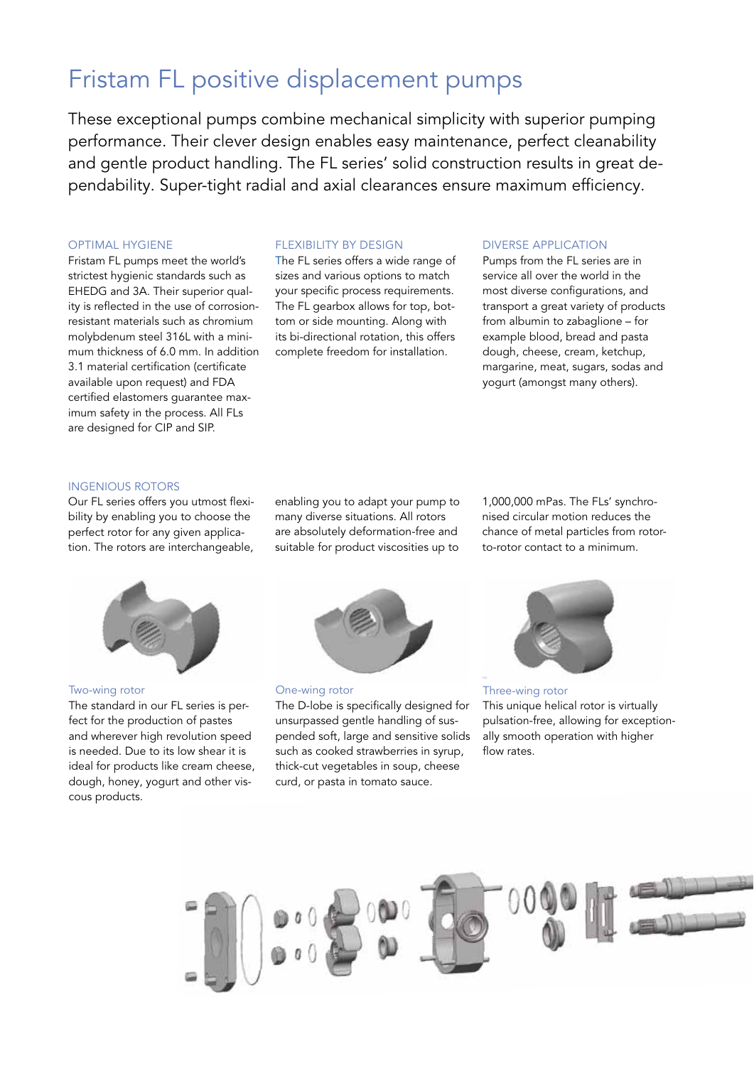# Fristam FL positive displacement pumps

These exceptional pumps combine mechanical simplicity with superior pumping performance. Their clever design enables easy maintenance, perfect cleanability and gentle product handling. The FL series' solid construction results in great dependability. Super-tight radial and axial clearances ensure maximum efficiency.

### OPTIMAL HYGIENE

Fristam FL pumps meet the world's strictest hygienic standards such as EHEDG and 3A. Their superior quality is reflected in the use of corrosion-resistant materials such as chromium molybdenum steel 316L with a minimum thickness of 6.0 mm. In addition 3.1 material certification (certificate available upon request) and FDA certified elastomers guarantee maximum safety in the process. All FLs are designed for CIP and SIP.

### FLEXIBILITY BY DESIGN

The FL series offers a wide range of sizes and various options to match your specific process requirements. The FL gearbox allows for top, bottom or side mounting. Along with its bi-directional rotation, this offers complete freedom for installation.

### DIVERSE APPLICATION

Pumps from the FL series are in service all over the world in the most diverse configurations, and transport a great variety of products from albumin to zabaglione – for example blood, bread and pasta dough, cheese, cream, ketchup, margarine, meat, sugars, sodas and yogurt (amongst many others).

### INGENIOUS ROTORS

Our FL series offers you utmost flexibility by enabling you to choose the perfect rotor for any given application. The rotors are interchangeable, enabling you to adapt your pump to many diverse situations. All rotors are absolutely deformation-free and suitable for product viscosities up to 1,000,000 mPas. The FLs' synchronised circular motion reduces the chance of metal particles from rotor-to-rotor contact to a minimum.

#### Two-wing rotor

The standard in our FL series is perfect for the production of pastes and wherever high revolution speed is needed. Due to its low shear it is ideal for products like cream cheese, dough, honey, yogurt and other viscous products.

#### One-wing rotor

The D-lobe is specifically designed for unsurpassed gentle handling of suspended soft, large and sensitive solids such as cooked strawberries in syrup, thick-cut vegetables in soup, cheese curd, or pasta in tomato sauce.

#### Three-wing rotor

This unique helical rotor is virtually pulsation-free, allowing for exceptionally smooth operation with higher flow rates.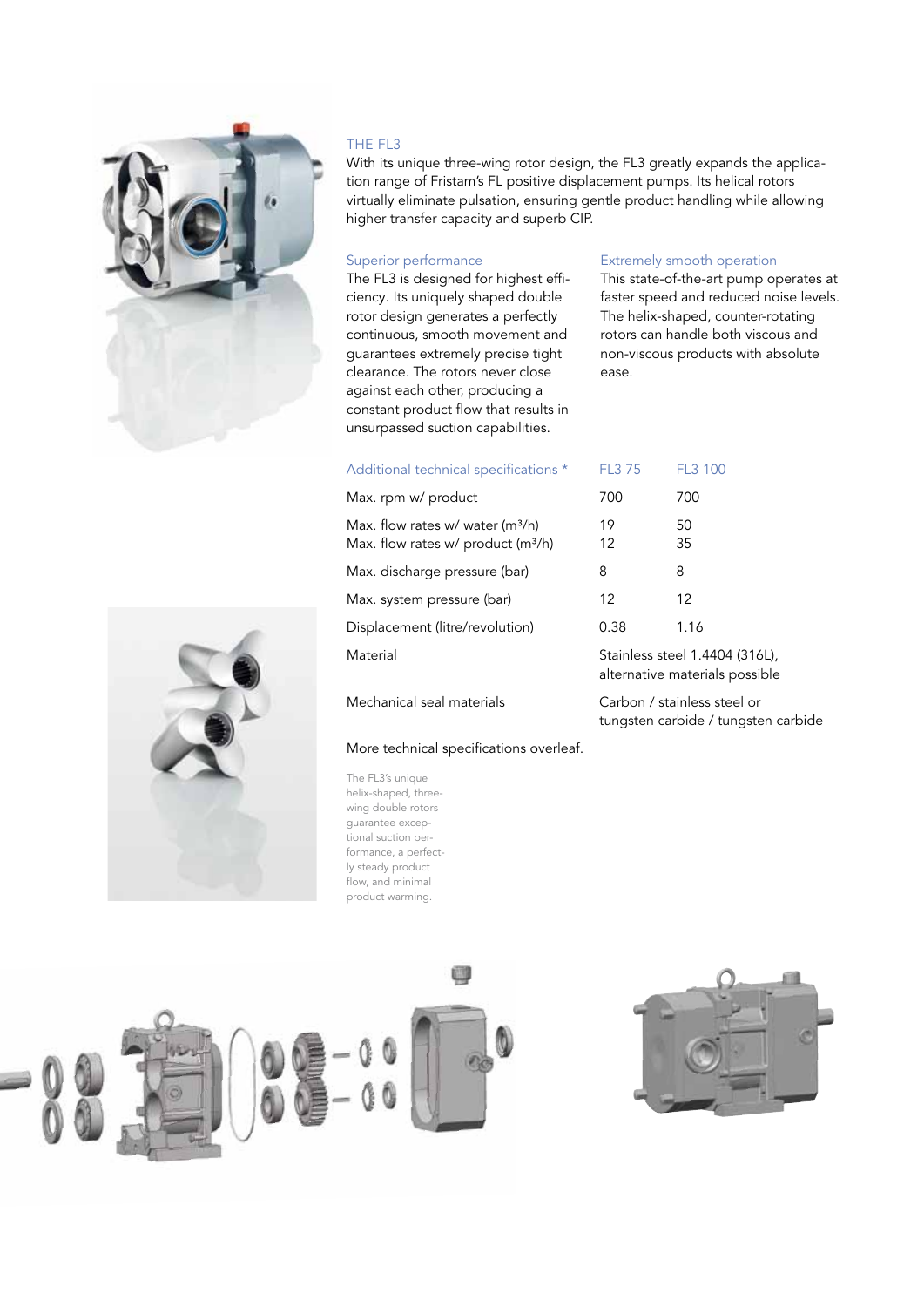## THE FL3

With its unique three-wing rotor design, the FL3 greatly expands the application range of Fristam's FL positive displacement pumps. Its helical rotors virtually eliminate pulsation, ensuring gentle product handling while allowing higher transfer capacity and superb CIP.

### Superior performance

The FL3 is designed for highest efficiency. Its uniquely shaped double rotor design generates a perfectly continuous, smooth movement and guarantees extremely precise tight clearance. The rotors never close against each other, producing a constant product flow that results in unsurpassed suction capabilities.

### Extremely smooth operation

This state-of-the-art pump operates at faster speed and reduced noise levels. The helix-shaped, counter-rotating rotors can handle both viscous and non-viscous products with absolute ease.

| Additional technical specifications * | FL3 75 | FL3 100 |
| --- | --- | --- |
| Max. rpm w/ product | 700 | 700 |
| Max. flow rates w/ water ($m^3/h$) | 19 | 50 |
| Max. flow rates w/ product ($m^3/h$) | 12 | 35 |
| Max. discharge pressure (bar) | 8 | 8 |
| Max. system pressure (bar) | 12 | 12 |
| Displacement (litre/revolution) | 0.38 | 1.16 |
| Material | Stainless steel 1.4404 (316L), alternative materials possible | |
| Mechanical seal materials | Carbon / stainless steel or tungsten carbide / tungsten carbide | |

More technical specifications overleaf.

The FL3's unique helix-shaped, three-wing double rotors guarantee exceptional suction performance, a perfectly steady product flow, and minimal product warming.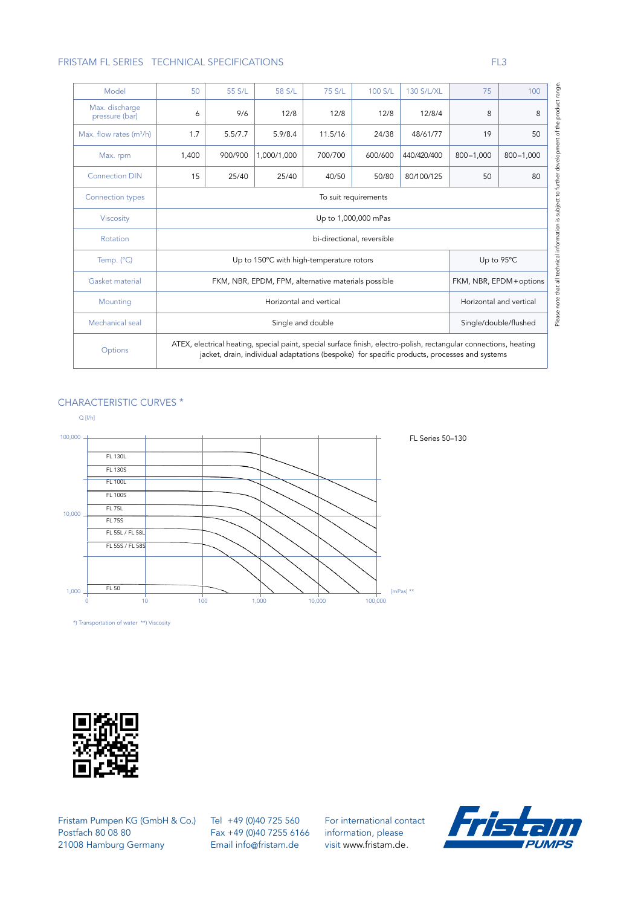## FRISTAM FL SERIES TECHNICAL SPECIFICATIONS

FL3

| Model | 50 | 55 S/L | 58 S/L | 75 S/L | 100 S/L | 130 S/L/XL | 75 | 100 |
|---|---|---|---|---|---|---|---|---|
| Max. discharge pressure (bar) | 6 | 9/6 | 12/8 | 12/8 | 12/8 | 12/8/4 | 8 | 8 |
| Max. flow rates (m³/h) | 1.7 | 5.5/7.7 | 5.9/8.4 | 11.5/16 | 24/38 | 48/61/77 | 19 | 50 |
| Max. rpm | 1,400 | 900/900 | 1,000/1,000 | 700/700 | 600/600 | 440/420/400 | 800–1,000 | 800–1,000 |
| Connection DIN | 15 | 25/40 | 25/40 | 40/50 | 50/80 | 80/100/125 | 50 | 80 |
| Connection types | To suit requirements | | | | | | | |
| Viscosity | Up to 1,000,000 mPas | | | | | | | |
| Rotation | bi-directional, reversible | | | | | | | |
| Temp. (°C) | Up to 150°C with high-temperature rotors | | | | | | Up to 95°C | |
| Gasket material | FKM, NBR, EPDM, FPM, alternative materials possible | | | | | | FKM, NBR, EPDM+options | |
| Mounting | Horizontal and vertical | | | | | | Horizontal and vertical | |
| Mechanical seal | Single and double | | | | | | Single/double/flushed | |
| Options | ATEX, electrical heating, special paint, special surface finish, electro-polish, rectangular connections, heating jacket, drain, individual adaptations (bespoke) for specific products, processes and systems | | | | | | | |

Please note that all technical information is subject to further development of the product range.

## CHARACTERISTIC CURVES *

Q [l/h]

100,000
10,000
1,000

FL 130L
FL 130S
FL 100L
FL 100S
FL 75L
FL 75S
FL 55L / FL 58L
FL 55S / FL 58S
FL 50

0 10 100 1,000 10,000 100,000 [mPas] **

FL Series 50–130

*) Transportation of water **) Viscosity

Fristam Pumpen KG (GmbH & Co.)
Postfach 80 08 80
21008 Hamburg Germany

Tel +49 (0)40 725 560
Fax +49 (0)40 7255 6166
Email info@fristam.de

For international contact information, please visit www.fristam.de.

Fristam PUMPS